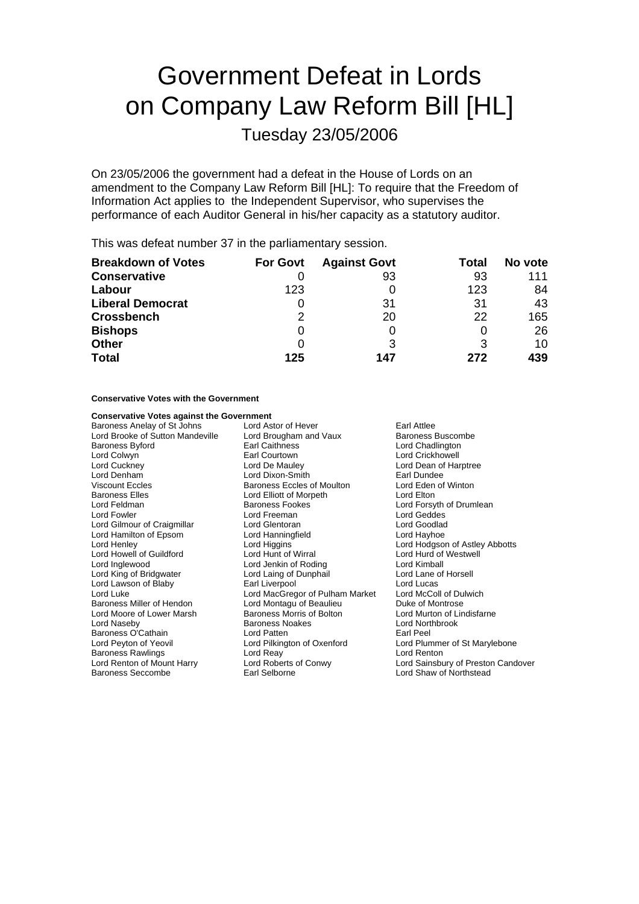# Government Defeat in Lords on Company Law Reform Bill [HL]

## Tuesday 23/05/2006

On 23/05/2006 the government had a defeat in the House of Lords on an amendment to the Company Law Reform Bill [HL]: To require that the Freedom of Information Act applies to the Independent Supervisor, who supervises the performance of each Auditor General in his/her capacity as a statutory auditor.

This was defeat number 37 in the parliamentary session.

| Breakdown of Votes | For Govt | Against Govt | Total | No vote |
|---|---|---|---|---|
| **Conservative** | 0 | 93 | 93 | 111 |
| **Labour** | 123 | 0 | 123 | 84 |
| **Liberal Democrat** | 0 | 31 | 31 | 43 |
| **Crossbench** | 2 | 20 | 22 | 165 |
| **Bishops** | 0 | 0 | 0 | 26 |
| **Other** | 0 | 3 | 3 | 10 |
| **Total** | **125** | **147** | **272** | **439** |

#### Conservative Votes with the Government

#### Conservative Votes against the Government

Baroness Anelay of St Johns
Lord Astor of Hever
Earl Attlee
Lord Brooke of Sutton Mandeville
Lord Brougham and Vaux
Baroness Buscombe
Baroness Byford
Earl Caithness
Lord Chadlington
Lord Colwyn
Earl Courtown
Lord Crickhowell
Lord Cuckney
Lord De Mauley
Lord Dean of Harptree
Lord Denham
Lord Dixon-Smith
Earl Dundee
Viscount Eccles
Baroness Eccles of Moulton
Lord Eden of Winton
Baroness Elles
Lord Elliott of Morpeth
Lord Elton
Lord Feldman
Baroness Fookes
Lord Forsyth of Drumlean
Lord Fowler
Lord Freeman
Lord Geddes
Lord Gilmour of Craigmillar
Lord Glentoran
Lord Goodlad
Lord Hamilton of Epsom
Lord Hanningfield
Lord Hayhoe
Lord Henley
Lord Higgins
Lord Hodgson of Astley Abbotts
Lord Howell of Guildford
Lord Hunt of Wirral
Lord Hurd of Westwell
Lord Inglewood
Lord Jenkin of Roding
Lord Kimball
Lord King of Bridgwater
Lord Laing of Dunphail
Lord Lane of Horsell
Lord Lawson of Blaby
Earl Liverpool
Lord Lucas
Lord Luke
Lord MacGregor of Pulham Market
Lord McColl of Dulwich
Baroness Miller of Hendon
Lord Montagu of Beaulieu
Duke of Montrose
Lord Moore of Lower Marsh
Baroness Morris of Bolton
Lord Murton of Lindisfarne
Lord Naseby
Baroness Noakes
Lord Northbrook
Baroness O'Cathain
Lord Patten
Earl Peel
Lord Peyton of Yeovil
Lord Pilkington of Oxenford
Lord Plummer of St Marylebone
Baroness Rawlings
Lord Reay
Lord Renton
Lord Renton of Mount Harry
Lord Roberts of Conwy
Lord Sainsbury of Preston Candover
Baroness Seccombe
Earl Selborne
Lord Shaw of Northstead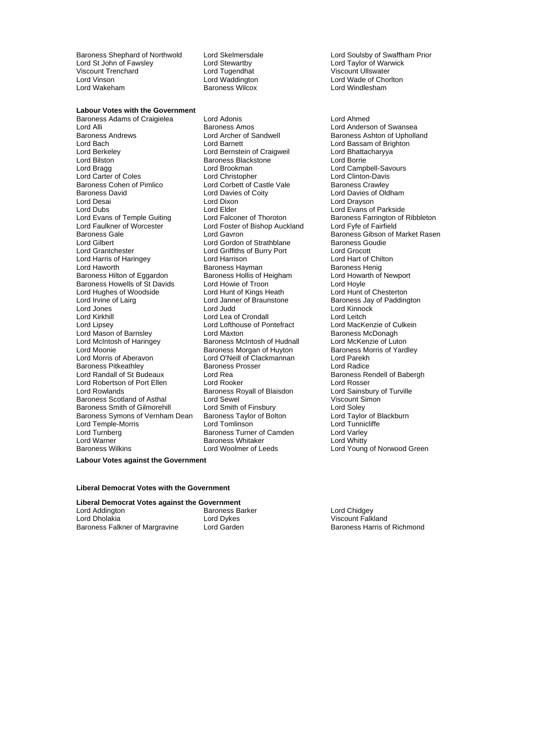Baroness Shephard of Northwold, Lord Skelmersdale, Lord Soulsby of Swaffham Prior, Lord St John of Fawsley, Lord Stewartby, Lord Taylor of Warwick, Viscount Trenchard, Lord Tugendhat, Viscount Ullswater, Lord Vinson, Lord Waddington, Lord Wade of Chorlton, Lord Wakeham, Baroness Wilcox, Lord Windlesham

**Labour Votes with the Government**

Baroness Adams of Craigielea, Lord Adonis, Lord Ahmed, Lord Alli, Baroness Amos, Lord Anderson of Swansea, Baroness Andrews, Lord Archer of Sandwell, Baroness Ashton of Upholland, Lord Bach, Lord Barnett, Lord Bassam of Brighton, Lord Berkeley, Lord Bernstein of Craigweil, Lord Bhattacharyya, Lord Bilston, Baroness Blackstone, Lord Borrie, Lord Bragg, Lord Brookman, Lord Campbell-Savours, Lord Carter of Coles, Lord Christopher, Lord Clinton-Davis, Baroness Cohen of Pimlico, Lord Corbett of Castle Vale, Baroness Crawley, Baroness David, Lord Davies of Coity, Lord Davies of Oldham, Lord Desai, Lord Dixon, Lord Drayson, Lord Dubs, Lord Elder, Lord Evans of Parkside, Lord Evans of Temple Guiting, Lord Falconer of Thoroton, Baroness Farrington of Ribbleton, Lord Faulkner of Worcester, Lord Foster of Bishop Auckland, Lord Fyfe of Fairfield, Baroness Gale, Lord Gavron, Baroness Gibson of Market Rasen, Lord Gilbert, Lord Gordon of Strathblane, Baroness Goudie, Lord Grantchester, Lord Griffiths of Burry Port, Lord Grocott, Lord Harris of Haringey, Lord Harrison, Lord Hart of Chilton, Lord Haworth, Baroness Hayman, Baroness Henig, Baroness Hilton of Eggardon, Baroness Hollis of Heigham, Lord Howarth of Newport, Baroness Howells of St Davids, Lord Howie of Troon, Lord Hoyle, Lord Hughes of Woodside, Lord Hunt of Kings Heath, Lord Hunt of Chesterton, Lord Irvine of Lairg, Lord Janner of Braunstone, Baroness Jay of Paddington, Lord Jones, Lord Judd, Lord Kinnock, Lord Kirkhill, Lord Lea of Crondall, Lord Leitch, Lord Lipsey, Lord Lofthouse of Pontefract, Lord MacKenzie of Culkein, Lord Mason of Barnsley, Lord Maxton, Baroness McDonagh, Lord McIntosh of Haringey, Baroness McIntosh of Hudnall, Lord McKenzie of Luton, Lord Moonie, Baroness Morgan of Huyton, Baroness Morris of Yardley, Lord Morris of Aberavon, Lord O'Neill of Clackmannan, Lord Parekh, Baroness Pitkeathley, Baroness Prosser, Lord Radice, Lord Randall of St Budeaux, Lord Rea, Baroness Rendell of Babergh, Lord Robertson of Port Ellen, Lord Rooker, Lord Rosser, Lord Rowlands, Baroness Royall of Blaisdon, Lord Sainsbury of Turville, Baroness Scotland of Asthal, Lord Sewel, Viscount Simon, Baroness Smith of Gilmorehill, Lord Smith of Finsbury, Lord Soley, Baroness Symons of Vernham Dean, Baroness Taylor of Bolton, Lord Taylor of Blackburn, Lord Temple-Morris, Lord Tomlinson, Lord Tunnicliffe, Lord Turnberg, Baroness Turner of Camden, Lord Varley, Lord Warner, Baroness Whitaker, Lord Whitty, Baroness Wilkins, Lord Woolmer of Leeds, Lord Young of Norwood Green

**Labour Votes against the Government**

**Liberal Democrat Votes with the Government**

**Liberal Democrat Votes against the Government**

Lord Addington, Baroness Barker, Lord Chidgey, Lord Dholakia, Lord Dykes, Viscount Falkland, Baroness Falkner of Margravine, Lord Garden, Baroness Harris of Richmond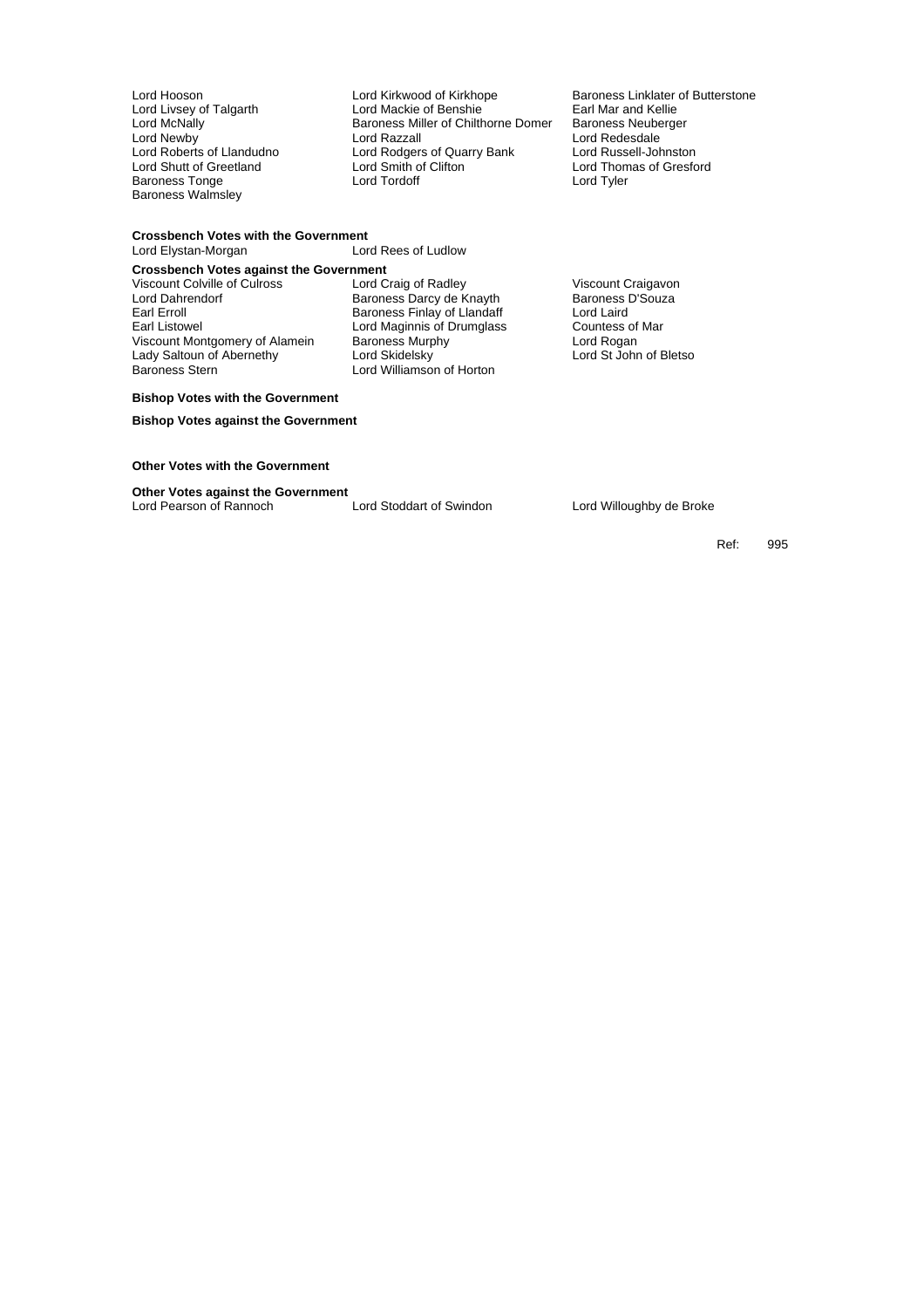Lord Hooson
Lord Kirkwood of Kirkhope
Baroness Linklater of Butterstone
Lord Livsey of Talgarth
Lord Mackie of Benshie
Earl Mar and Kellie
Lord McNally
Baroness Miller of Chilthorne Domer
Baroness Neuberger
Lord Newby
Lord Razzall
Lord Redesdale
Lord Roberts of Llandudno
Lord Rodgers of Quarry Bank
Lord Russell-Johnston
Lord Shutt of Greetland
Lord Smith of Clifton
Lord Thomas of Gresford
Baroness Tonge
Lord Tordoff
Lord Tyler
Baroness Walmsley

**Crossbench Votes with the Government**

Lord Elystan-Morgan
Lord Rees of Ludlow

**Crossbench Votes against the Government**

Viscount Colville of Culross
Lord Craig of Radley
Viscount Craigavon
Lord Dahrendorf
Baroness Darcy de Knayth
Baroness D'Souza
Earl Erroll
Baroness Finlay of Llandaff
Lord Laird
Earl Listowel
Lord Maginnis of Drumglass
Countess of Mar
Viscount Montgomery of Alamein
Baroness Murphy
Lord Rogan
Lady Saltoun of Abernethy
Lord Skidelsky
Lord St John of Bletso
Baroness Stern
Lord Williamson of Horton

**Bishop Votes with the Government**

**Bishop Votes against the Government**

**Other Votes with the Government**

**Other Votes against the Government**

Lord Pearson of Rannoch
Lord Stoddart of Swindon
Lord Willoughby de Broke

Ref: 995